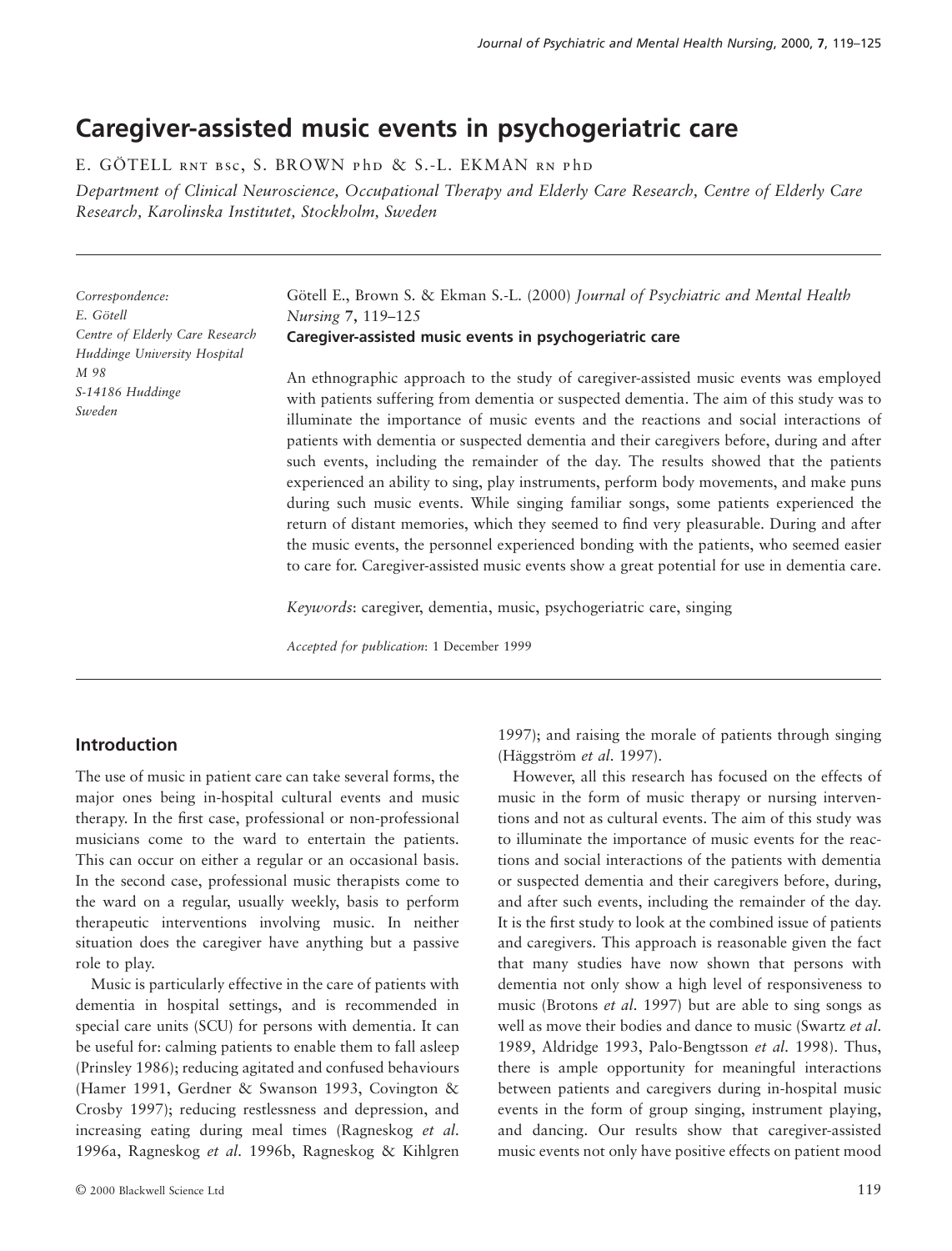# Caregiver-assisted music events in psychogeriatric care

E. GÖTELL RNT BSc, S. BROWN PhD & S.-L. EKMAN RN PhD

*Department of Clinical Neuroscience, Occupational Therapy and Elderly Care Research, Centre of Elderly Care Research, Karolinska Institutet, Stockholm, Sweden*

*Correspondence:*
*E. Götell*
*Centre of Elderly Care Research*
*Huddinge University Hospital*
*M 98*
*S-14186 Huddinge*
*Sweden*

Götell E., Brown S. & Ekman S.-L. (2000) *Journal of Psychiatric and Mental Health Nursing* **7**, 119–125
**Caregiver-assisted music events in psychogeriatric care**

An ethnographic approach to the study of caregiver-assisted music events was employed with patients suffering from dementia or suspected dementia. The aim of this study was to illuminate the importance of music events and the reactions and social interactions of patients with dementia or suspected dementia and their caregivers before, during and after such events, including the remainder of the day. The results showed that the patients experienced an ability to sing, play instruments, perform body movements, and make puns during such music events. While singing familiar songs, some patients experienced the return of distant memories, which they seemed to find very pleasurable. During and after the music events, the personnel experienced bonding with the patients, who seemed easier to care for. Caregiver-assisted music events show a great potential for use in dementia care.

*Keywords*: caregiver, dementia, music, psychogeriatric care, singing

*Accepted for publication*: 1 December 1999

## Introduction

The use of music in patient care can take several forms, the major ones being in-hospital cultural events and music therapy. In the first case, professional or non-professional musicians come to the ward to entertain the patients. This can occur on either a regular or an occasional basis. In the second case, professional music therapists come to the ward on a regular, usually weekly, basis to perform therapeutic interventions involving music. In neither situation does the caregiver have anything but a passive role to play.

Music is particularly effective in the care of patients with dementia in hospital settings, and is recommended in special care units (SCU) for persons with dementia. It can be useful for: calming patients to enable them to fall asleep (Prinsley 1986); reducing agitated and confused behaviours (Hamer 1991, Gerdner & Swanson 1993, Covington & Crosby 1997); reducing restlessness and depression, and increasing eating during meal times (Ragneskog *et al*. 1996a, Ragneskog *et al*. 1996b, Ragneskog & Kihlgren 1997); and raising the morale of patients through singing (Häggström *et al*. 1997).

However, all this research has focused on the effects of music in the form of music therapy or nursing interventions and not as cultural events. The aim of this study was to illuminate the importance of music events for the reactions and social interactions of the patients with dementia or suspected dementia and their caregivers before, during, and after such events, including the remainder of the day. It is the first study to look at the combined issue of patients and caregivers. This approach is reasonable given the fact that many studies have now shown that persons with dementia not only show a high level of responsiveness to music (Brotons *et al*. 1997) but are able to sing songs as well as move their bodies and dance to music (Swartz *et al*. 1989, Aldridge 1993, Palo-Bengtsson *et al*. 1998). Thus, there is ample opportunity for meaningful interactions between patients and caregivers during in-hospital music events in the form of group singing, instrument playing, and dancing. Our results show that caregiver-assisted music events not only have positive effects on patient mood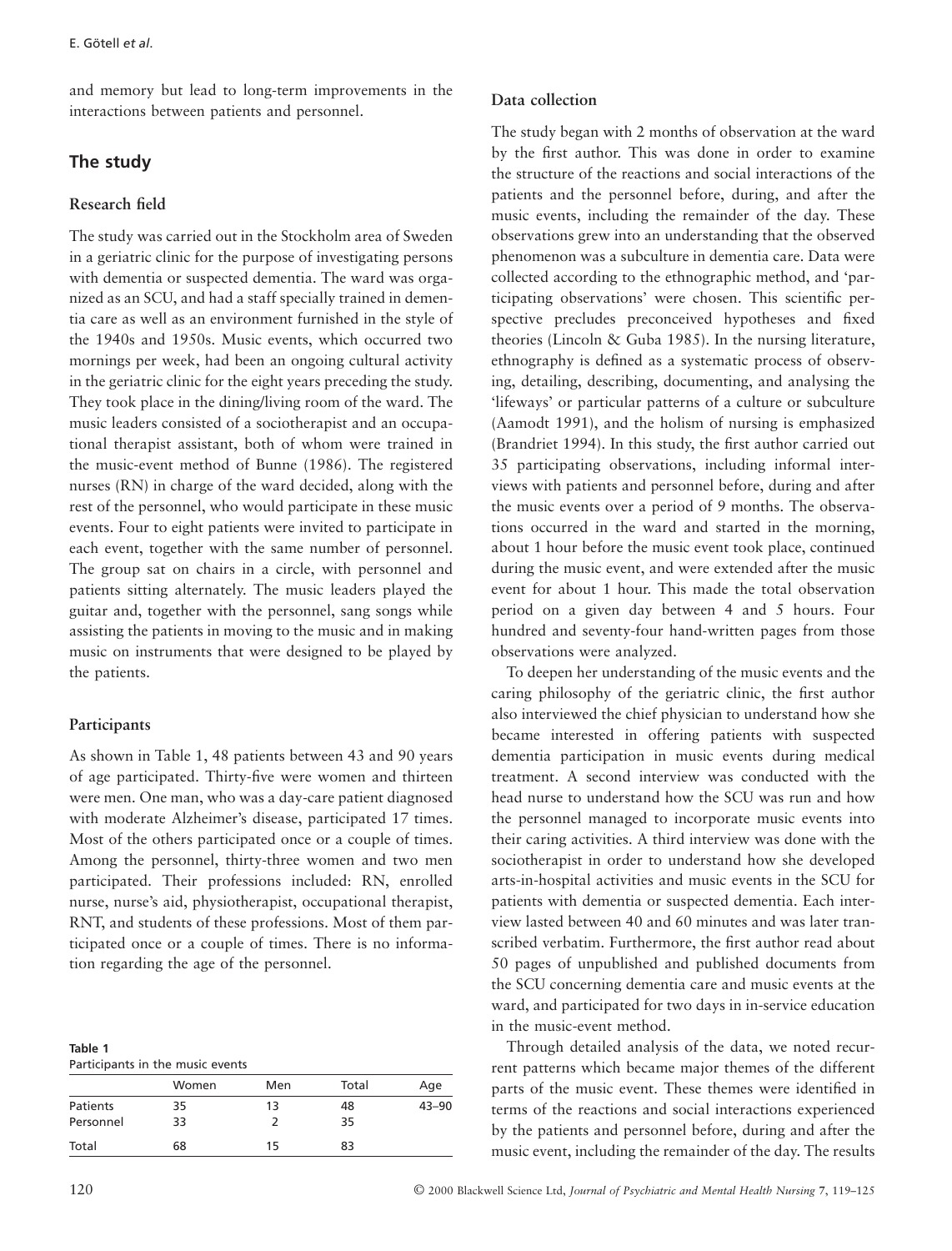and memory but lead to long-term improvements in the interactions between patients and personnel.

## The study

### Research field

The study was carried out in the Stockholm area of Sweden in a geriatric clinic for the purpose of investigating persons with dementia or suspected dementia. The ward was organized as an SCU, and had a staff specially trained in dementia care as well as an environment furnished in the style of the 1940s and 1950s. Music events, which occurred two mornings per week, had been an ongoing cultural activity in the geriatric clinic for the eight years preceding the study. They took place in the dining/living room of the ward. The music leaders consisted of a sociotherapist and an occupational therapist assistant, both of whom were trained in the music-event method of Bunne (1986). The registered nurses (RN) in charge of the ward decided, along with the rest of the personnel, who would participate in these music events. Four to eight patients were invited to participate in each event, together with the same number of personnel. The group sat on chairs in a circle, with personnel and patients sitting alternately. The music leaders played the guitar and, together with the personnel, sang songs while assisting the patients in moving to the music and in making music on instruments that were designed to be played by the patients.

### Participants

As shown in Table 1, 48 patients between 43 and 90 years of age participated. Thirty-five were women and thirteen were men. One man, who was a day-care patient diagnosed with moderate Alzheimer's disease, participated 17 times. Most of the others participated once or a couple of times. Among the personnel, thirty-three women and two men participated. Their professions included: RN, enrolled nurse, nurse's aid, physiotherapist, occupational therapist, RNT, and students of these professions. Most of them participated once or a couple of times. There is no information regarding the age of the personnel.

**Table 1**
Participants in the music events

| | Women | Men | Total | Age |
|---|---|---|---|---|
| Patients | 35 | 13 | 48 | 43–90 |
| Personnel | 33 | 2 | 35 | |
| Total | 68 | 15 | 83 | |

### Data collection

The study began with 2 months of observation at the ward by the first author. This was done in order to examine the structure of the reactions and social interactions of the patients and the personnel before, during, and after the music events, including the remainder of the day. These observations grew into an understanding that the observed phenomenon was a subculture in dementia care. Data were collected according to the ethnographic method, and 'participating observations' were chosen. This scientific perspective precludes preconceived hypotheses and fixed theories (Lincoln & Guba 1985). In the nursing literature, ethnography is defined as a systematic process of observing, detailing, describing, documenting, and analysing the 'lifeways' or particular patterns of a culture or subculture (Aamodt 1991), and the holism of nursing is emphasized (Brandriet 1994). In this study, the first author carried out 35 participating observations, including informal interviews with patients and personnel before, during and after the music events over a period of 9 months. The observations occurred in the ward and started in the morning, about 1 hour before the music event took place, continued during the music event, and were extended after the music event for about 1 hour. This made the total observation period on a given day between 4 and 5 hours. Four hundred and seventy-four hand-written pages from those observations were analyzed.

To deepen her understanding of the music events and the caring philosophy of the geriatric clinic, the first author also interviewed the chief physician to understand how she became interested in offering patients with suspected dementia participation in music events during medical treatment. A second interview was conducted with the head nurse to understand how the SCU was run and how the personnel managed to incorporate music events into their caring activities. A third interview was done with the sociotherapist in order to understand how she developed arts-in-hospital activities and music events in the SCU for patients with dementia or suspected dementia. Each interview lasted between 40 and 60 minutes and was later transcribed verbatim. Furthermore, the first author read about 50 pages of unpublished and published documents from the SCU concerning dementia care and music events at the ward, and participated for two days in in-service education in the music-event method.

Through detailed analysis of the data, we noted recurrent patterns which became major themes of the different parts of the music event. These themes were identified in terms of the reactions and social interactions experienced by the patients and personnel before, during and after the music event, including the remainder of the day. The results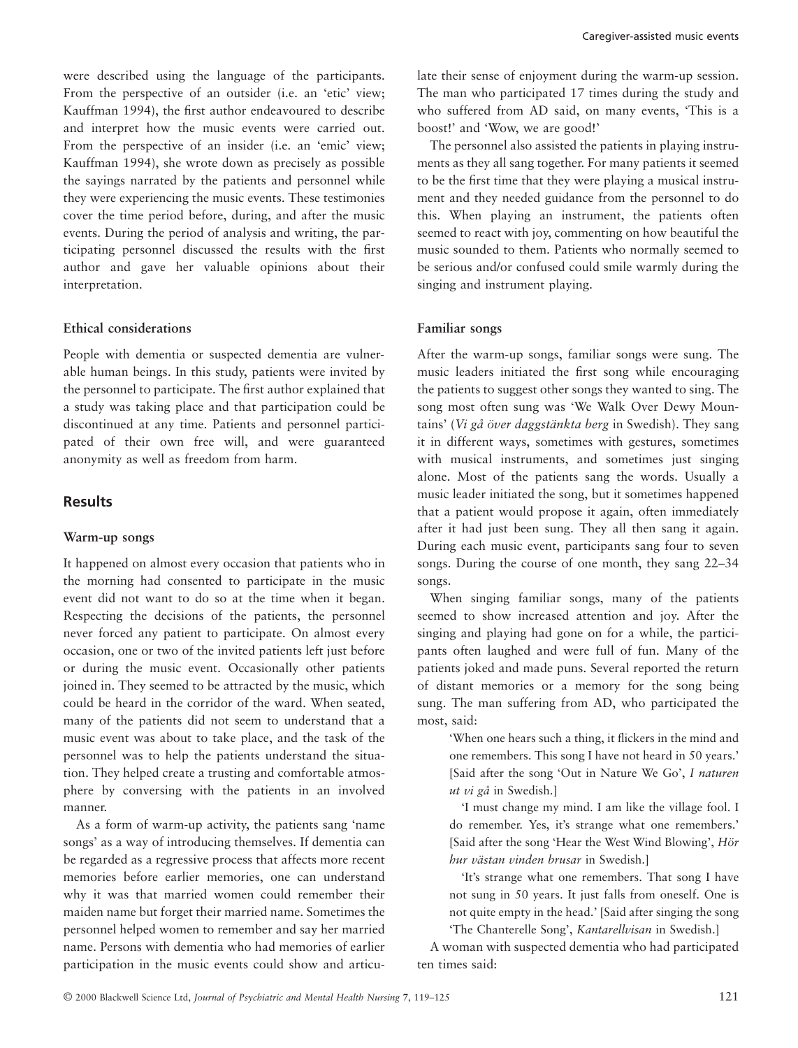were described using the language of the participants. From the perspective of an outsider (i.e. an 'etic' view; Kauffman 1994), the first author endeavoured to describe and interpret how the music events were carried out. From the perspective of an insider (i.e. an 'emic' view; Kauffman 1994), she wrote down as precisely as possible the sayings narrated by the patients and personnel while they were experiencing the music events. These testimonies cover the time period before, during, and after the music events. During the period of analysis and writing, the participating personnel discussed the results with the first author and gave her valuable opinions about their interpretation.

### Ethical considerations

People with dementia or suspected dementia are vulnerable human beings. In this study, patients were invited by the personnel to participate. The first author explained that a study was taking place and that participation could be discontinued at any time. Patients and personnel participated of their own free will, and were guaranteed anonymity as well as freedom from harm.

## Results

### Warm-up songs

It happened on almost every occasion that patients who in the morning had consented to participate in the music event did not want to do so at the time when it began. Respecting the decisions of the patients, the personnel never forced any patient to participate. On almost every occasion, one or two of the invited patients left just before or during the music event. Occasionally other patients joined in. They seemed to be attracted by the music, which could be heard in the corridor of the ward. When seated, many of the patients did not seem to understand that a music event was about to take place, and the task of the personnel was to help the patients understand the situation. They helped create a trusting and comfortable atmosphere by conversing with the patients in an involved manner.

As a form of warm-up activity, the patients sang 'name songs' as a way of introducing themselves. If dementia can be regarded as a regressive process that affects more recent memories before earlier memories, one can understand why it was that married women could remember their maiden name but forget their married name. Sometimes the personnel helped women to remember and say her married name. Persons with dementia who had memories of earlier participation in the music events could show and articulate their sense of enjoyment during the warm-up session. The man who participated 17 times during the study and who suffered from AD said, on many events, 'This is a boost!' and 'Wow, we are good!'

The personnel also assisted the patients in playing instruments as they all sang together. For many patients it seemed to be the first time that they were playing a musical instrument and they needed guidance from the personnel to do this. When playing an instrument, the patients often seemed to react with joy, commenting on how beautiful the music sounded to them. Patients who normally seemed to be serious and/or confused could smile warmly during the singing and instrument playing.

### Familiar songs

After the warm-up songs, familiar songs were sung. The music leaders initiated the first song while encouraging the patients to suggest other songs they wanted to sing. The song most often sung was 'We Walk Over Dewy Mountains' (*Vi gå över daggstänkta berg* in Swedish). They sang it in different ways, sometimes with gestures, sometimes with musical instruments, and sometimes just singing alone. Most of the patients sang the words. Usually a music leader initiated the song, but it sometimes happened that a patient would propose it again, often immediately after it had just been sung. They all then sang it again. During each music event, participants sang four to seven songs. During the course of one month, they sang 22–34 songs.

When singing familiar songs, many of the patients seemed to show increased attention and joy. After the singing and playing had gone on for a while, the participants often laughed and were full of fun. Many of the patients joked and made puns. Several reported the return of distant memories or a memory for the song being sung. The man suffering from AD, who participated the most, said:

> 'When one hears such a thing, it flickers in the mind and one remembers. This song I have not heard in 50 years.' [Said after the song 'Out in Nature We Go', *I naturen ut vi gå* in Swedish.]
>
> 'I must change my mind. I am like the village fool. I do remember. Yes, it's strange what one remembers.' [Said after the song 'Hear the West Wind Blowing', *Hör hur västan vinden brusar* in Swedish.]
>
> 'It's strange what one remembers. That song I have not sung in 50 years. It just falls from oneself. One is not quite empty in the head.' [Said after singing the song 'The Chanterelle Song', *Kantarellvisan* in Swedish.]

A woman with suspected dementia who had participated ten times said: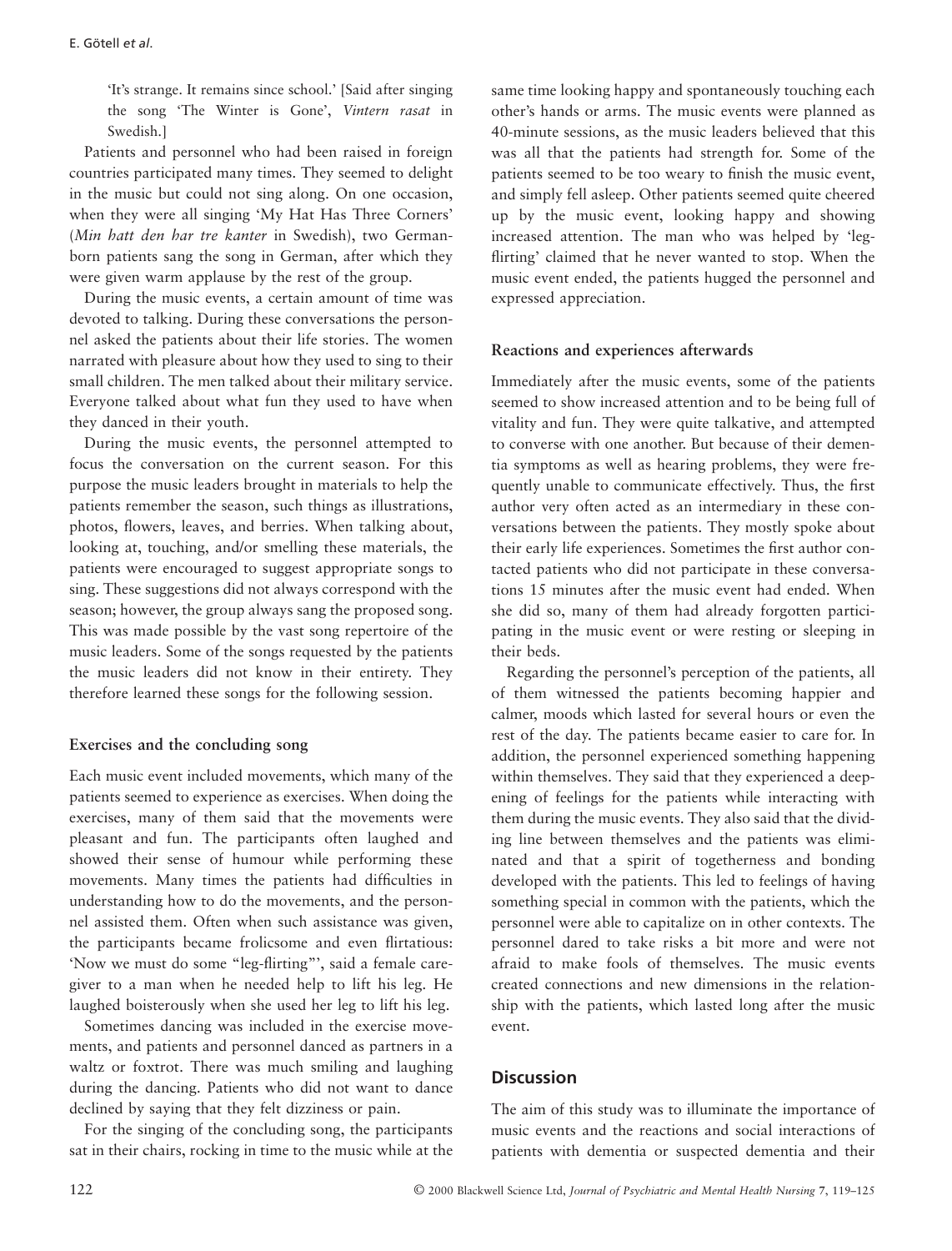'It's strange. It remains since school.' [Said after singing the song 'The Winter is Gone', *Vintern rasat* in Swedish.]

Patients and personnel who had been raised in foreign countries participated many times. They seemed to delight in the music but could not sing along. On one occasion, when they were all singing 'My Hat Has Three Corners' (*Min hatt den har tre kanter* in Swedish), two German-born patients sang the song in German, after which they were given warm applause by the rest of the group.

During the music events, a certain amount of time was devoted to talking. During these conversations the personnel asked the patients about their life stories. The women narrated with pleasure about how they used to sing to their small children. The men talked about their military service. Everyone talked about what fun they used to have when they danced in their youth.

During the music events, the personnel attempted to focus the conversation on the current season. For this purpose the music leaders brought in materials to help the patients remember the season, such things as illustrations, photos, flowers, leaves, and berries. When talking about, looking at, touching, and/or smelling these materials, the patients were encouraged to suggest appropriate songs to sing. These suggestions did not always correspond with the season; however, the group always sang the proposed song. This was made possible by the vast song repertoire of the music leaders. Some of the songs requested by the patients the music leaders did not know in their entirety. They therefore learned these songs for the following session.

### Exercises and the concluding song

Each music event included movements, which many of the patients seemed to experience as exercises. When doing the exercises, many of them said that the movements were pleasant and fun. The participants often laughed and showed their sense of humour while performing these movements. Many times the patients had difficulties in understanding how to do the movements, and the personnel assisted them. Often when such assistance was given, the participants became frolicsome and even flirtatious: 'Now we must do some "leg-flirting"', said a female caregiver to a man when he needed help to lift his leg. He laughed boisterously when she used her leg to lift his leg.

Sometimes dancing was included in the exercise movements, and patients and personnel danced as partners in a waltz or foxtrot. There was much smiling and laughing during the dancing. Patients who did not want to dance declined by saying that they felt dizziness or pain.

For the singing of the concluding song, the participants sat in their chairs, rocking in time to the music while at the same time looking happy and spontaneously touching each other's hands or arms. The music events were planned as 40-minute sessions, as the music leaders believed that this was all that the patients had strength for. Some of the patients seemed to be too weary to finish the music event, and simply fell asleep. Other patients seemed quite cheered up by the music event, looking happy and showing increased attention. The man who was helped by 'leg-flirting' claimed that he never wanted to stop. When the music event ended, the patients hugged the personnel and expressed appreciation.

### Reactions and experiences afterwards

Immediately after the music events, some of the patients seemed to show increased attention and to be being full of vitality and fun. They were quite talkative, and attempted to converse with one another. But because of their dementia symptoms as well as hearing problems, they were frequently unable to communicate effectively. Thus, the first author very often acted as an intermediary in these conversations between the patients. They mostly spoke about their early life experiences. Sometimes the first author contacted patients who did not participate in these conversations 15 minutes after the music event had ended. When she did so, many of them had already forgotten participating in the music event or were resting or sleeping in their beds.

Regarding the personnel's perception of the patients, all of them witnessed the patients becoming happier and calmer, moods which lasted for several hours or even the rest of the day. The patients became easier to care for. In addition, the personnel experienced something happening within themselves. They said that they experienced a deepening of feelings for the patients while interacting with them during the music events. They also said that the dividing line between themselves and the patients was eliminated and that a spirit of togetherness and bonding developed with the patients. This led to feelings of having something special in common with the patients, which the personnel were able to capitalize on in other contexts. The personnel dared to take risks a bit more and were not afraid to make fools of themselves. The music events created connections and new dimensions in the relationship with the patients, which lasted long after the music event.

## Discussion

The aim of this study was to illuminate the importance of music events and the reactions and social interactions of patients with dementia or suspected dementia and their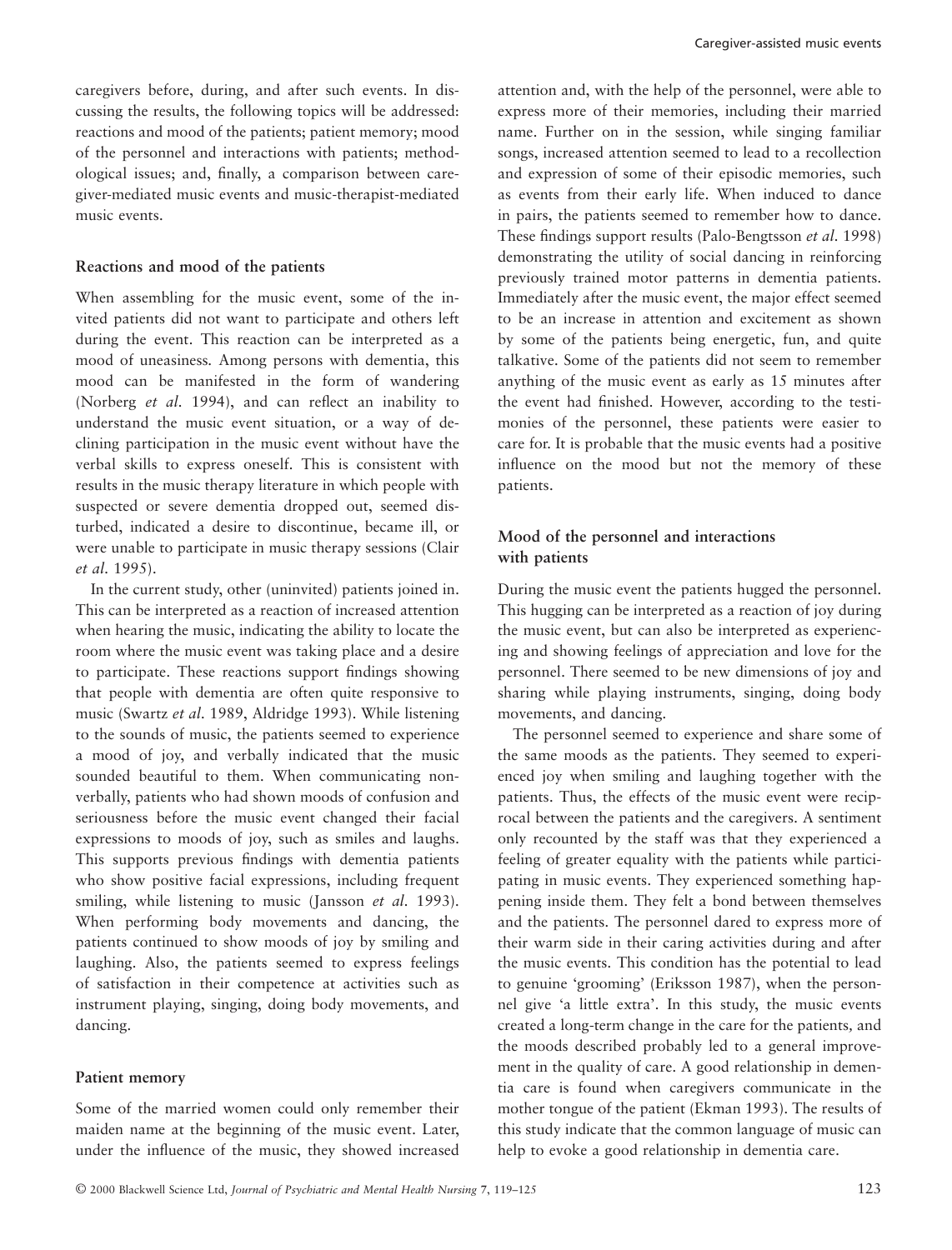caregivers before, during, and after such events. In discussing the results, the following topics will be addressed: reactions and mood of the patients; patient memory; mood of the personnel and interactions with patients; methodological issues; and, finally, a comparison between caregiver-mediated music events and music-therapist-mediated music events.

## Reactions and mood of the patients

When assembling for the music event, some of the invited patients did not want to participate and others left during the event. This reaction can be interpreted as a mood of uneasiness. Among persons with dementia, this mood can be manifested in the form of wandering (Norberg *et al.* 1994), and can reflect an inability to understand the music event situation, or a way of declining participation in the music event without have the verbal skills to express oneself. This is consistent with results in the music therapy literature in which people with suspected or severe dementia dropped out, seemed disturbed, indicated a desire to discontinue, became ill, or were unable to participate in music therapy sessions (Clair *et al.* 1995).

In the current study, other (uninvited) patients joined in. This can be interpreted as a reaction of increased attention when hearing the music, indicating the ability to locate the room where the music event was taking place and a desire to participate. These reactions support findings showing that people with dementia are often quite responsive to music (Swartz *et al.* 1989, Aldridge 1993). While listening to the sounds of music, the patients seemed to experience a mood of joy, and verbally indicated that the music sounded beautiful to them. When communicating nonverbally, patients who had shown moods of confusion and seriousness before the music event changed their facial expressions to moods of joy, such as smiles and laughs. This supports previous findings with dementia patients who show positive facial expressions, including frequent smiling, while listening to music (Jansson *et al.* 1993). When performing body movements and dancing, the patients continued to show moods of joy by smiling and laughing. Also, the patients seemed to express feelings of satisfaction in their competence at activities such as instrument playing, singing, doing body movements, and dancing.

## Patient memory

Some of the married women could only remember their maiden name at the beginning of the music event. Later, under the influence of the music, they showed increased attention and, with the help of the personnel, were able to express more of their memories, including their married name. Further on in the session, while singing familiar songs, increased attention seemed to lead to a recollection and expression of some of their episodic memories, such as events from their early life. When induced to dance in pairs, the patients seemed to remember how to dance. These findings support results (Palo-Bengtsson *et al.* 1998) demonstrating the utility of social dancing in reinforcing previously trained motor patterns in dementia patients. Immediately after the music event, the major effect seemed to be an increase in attention and excitement as shown by some of the patients being energetic, fun, and quite talkative. Some of the patients did not seem to remember anything of the music event as early as 15 minutes after the event had finished. However, according to the testimonies of the personnel, these patients were easier to care for. It is probable that the music events had a positive influence on the mood but not the memory of these patients.

## Mood of the personnel and interactions with patients

During the music event the patients hugged the personnel. This hugging can be interpreted as a reaction of joy during the music event, but can also be interpreted as experiencing and showing feelings of appreciation and love for the personnel. There seemed to be new dimensions of joy and sharing while playing instruments, singing, doing body movements, and dancing.

The personnel seemed to experience and share some of the same moods as the patients. They seemed to experienced joy when smiling and laughing together with the patients. Thus, the effects of the music event were reciprocal between the patients and the caregivers. A sentiment only recounted by the staff was that they experienced a feeling of greater equality with the patients while participating in music events. They experienced something happening inside them. They felt a bond between themselves and the patients. The personnel dared to express more of their warm side in their caring activities during and after the music events. This condition has the potential to lead to genuine 'grooming' (Eriksson 1987), when the personnel give 'a little extra'. In this study, the music events created a long-term change in the care for the patients, and the moods described probably led to a general improvement in the quality of care. A good relationship in dementia care is found when caregivers communicate in the mother tongue of the patient (Ekman 1993). The results of this study indicate that the common language of music can help to evoke a good relationship in dementia care.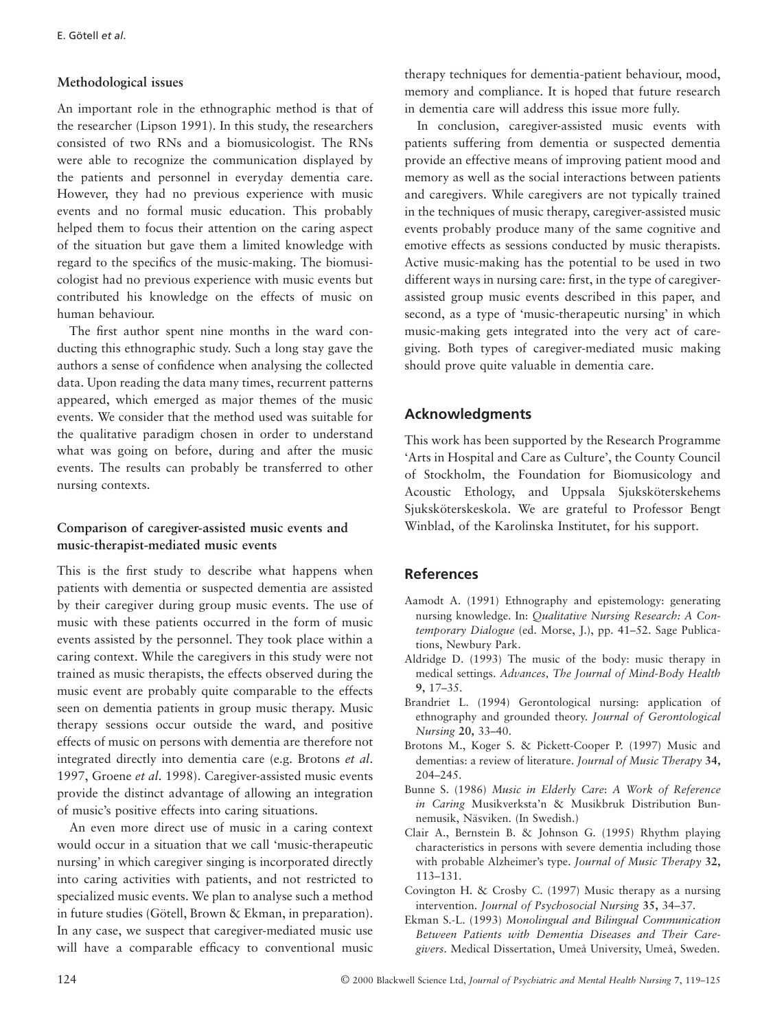### Methodological issues

An important role in the ethnographic method is that of the researcher (Lipson 1991). In this study, the researchers consisted of two RNs and a biomusicologist. The RNs were able to recognize the communication displayed by the patients and personnel in everyday dementia care. However, they had no previous experience with music events and no formal music education. This probably helped them to focus their attention on the caring aspect of the situation but gave them a limited knowledge with regard to the specifics of the music-making. The biomusicologist had no previous experience with music events but contributed his knowledge on the effects of music on human behaviour.

The first author spent nine months in the ward conducting this ethnographic study. Such a long stay gave the authors a sense of confidence when analysing the collected data. Upon reading the data many times, recurrent patterns appeared, which emerged as major themes of the music events. We consider that the method used was suitable for the qualitative paradigm chosen in order to understand what was going on before, during and after the music events. The results can probably be transferred to other nursing contexts.

### Comparison of caregiver-assisted music events and music-therapist-mediated music events

This is the first study to describe what happens when patients with dementia or suspected dementia are assisted by their caregiver during group music events. The use of music with these patients occurred in the form of music events assisted by the personnel. They took place within a caring context. While the caregivers in this study were not trained as music therapists, the effects observed during the music event are probably quite comparable to the effects seen on dementia patients in group music therapy. Music therapy sessions occur outside the ward, and positive effects of music on persons with dementia are therefore not integrated directly into dementia care (e.g. Brotons *et al*. 1997, Groene *et al*. 1998). Caregiver-assisted music events provide the distinct advantage of allowing an integration of music's positive effects into caring situations.

An even more direct use of music in a caring context would occur in a situation that we call 'music-therapeutic nursing' in which caregiver singing is incorporated directly into caring activities with patients, and not restricted to specialized music events. We plan to analyse such a method in future studies (Götell, Brown & Ekman, in preparation). In any case, we suspect that caregiver-mediated music use will have a comparable efficacy to conventional music therapy techniques for dementia-patient behaviour, mood, memory and compliance. It is hoped that future research in dementia care will address this issue more fully.

In conclusion, caregiver-assisted music events with patients suffering from dementia or suspected dementia provide an effective means of improving patient mood and memory as well as the social interactions between patients and caregivers. While caregivers are not typically trained in the techniques of music therapy, caregiver-assisted music events probably produce many of the same cognitive and emotive effects as sessions conducted by music therapists. Active music-making has the potential to be used in two different ways in nursing care: first, in the type of caregiver-assisted group music events described in this paper, and second, as a type of 'music-therapeutic nursing' in which music-making gets integrated into the very act of caregiving. Both types of caregiver-mediated music making should prove quite valuable in dementia care.

## Acknowledgments

This work has been supported by the Research Programme 'Arts in Hospital and Care as Culture', the County Council of Stockholm, the Foundation for Biomusicology and Acoustic Ethology, and Uppsala Sjuksköterskehems Sjuksköterskeskola. We are grateful to Professor Bengt Winblad, of the Karolinska Institutet, for his support.

## References

Aamodt A. (1991) Ethnography and epistemology: generating nursing knowledge. In: *Qualitative Nursing Research: A Contemporary Dialogue* (ed. Morse, J.), pp. 41–52. Sage Publications, Newbury Park.

Aldridge D. (1993) The music of the body: music therapy in medical settings. *Advances, The Journal of Mind-Body Health* **9**, 17–35.

Brandriet L. (1994) Gerontological nursing: application of ethnography and grounded theory. *Journal of Gerontological Nursing* **20**, 33–40.

Brotons M., Koger S. & Pickett-Cooper P. (1997) Music and dementias: a review of literature. *Journal of Music Therapy* **34**, 204–245.

Bunne S. (1986) *Music in Elderly Care: A Work of Reference in Caring* Musikverksta'n & Musikbruk Distribution Bunnemusik, Näsviken. (In Swedish.)

Clair A., Bernstein B. & Johnson G. (1995) Rhythm playing characteristics in persons with severe dementia including those with probable Alzheimer's type. *Journal of Music Therapy* **32**, 113–131.

Covington H. & Crosby C. (1997) Music therapy as a nursing intervention. *Journal of Psychosocial Nursing* **35**, 34–37.

Ekman S.-L. (1993) *Monolingual and Bilingual Communication Between Patients with Dementia Diseases and Their Caregivers*. Medical Dissertation, Umeå University, Umeå, Sweden.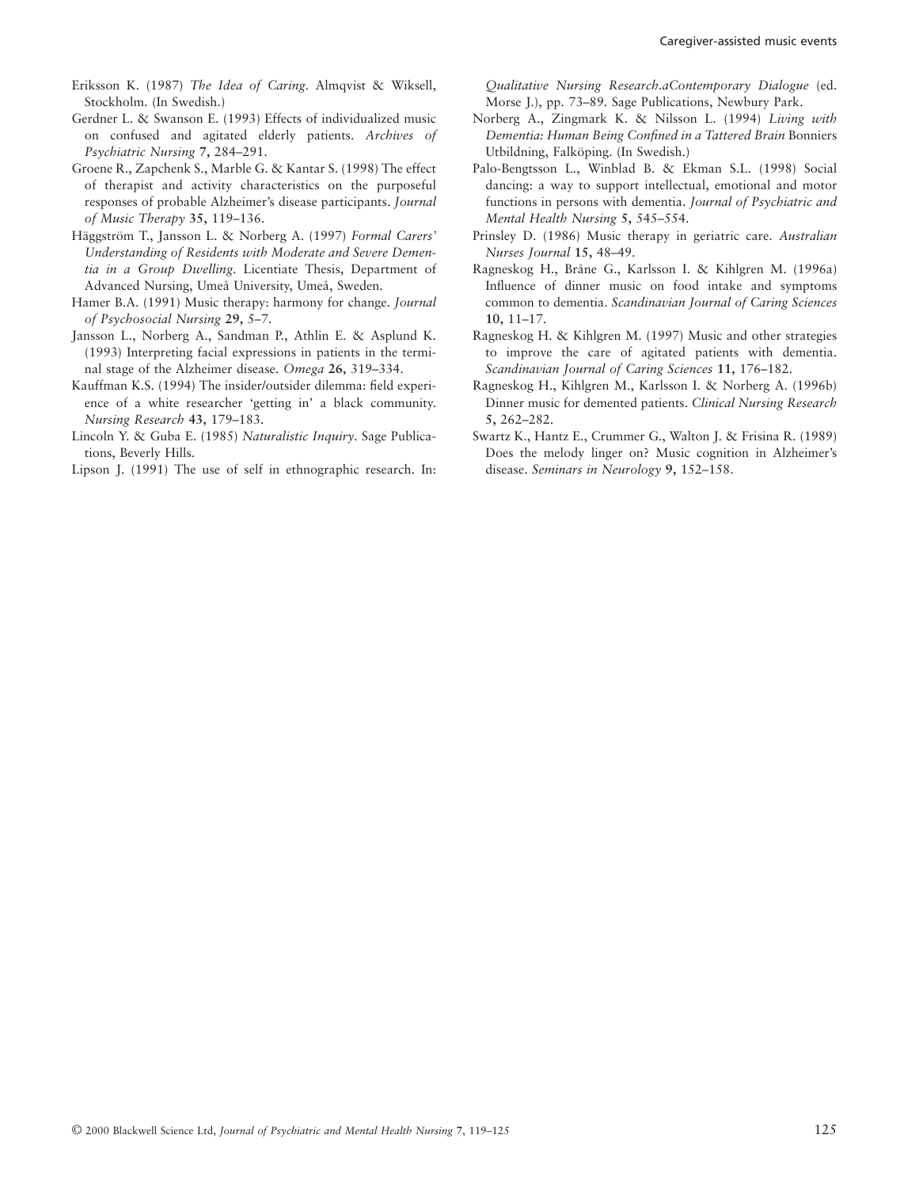Eriksson K. (1987) *The Idea of Caring*. Almqvist & Wiksell, Stockholm. (In Swedish.)

Gerdner L. & Swanson E. (1993) Effects of individualized music on confused and agitated elderly patients. *Archives of Psychiatric Nursing* **7**, 284–291.

Groene R., Zapchenk S., Marble G. & Kantar S. (1998) The effect of therapist and activity characteristics on the purposeful responses of probable Alzheimer's disease participants. *Journal of Music Therapy* **35**, 119–136.

Häggström T., Jansson L. & Norberg A. (1997) *Formal Carers' Understanding of Residents with Moderate and Severe Dementia in a Group Dwelling*. Licentiate Thesis, Department of Advanced Nursing, Umeå University, Umeå, Sweden.

Hamer B.A. (1991) Music therapy: harmony for change. *Journal of Psychosocial Nursing* **29**, 5–7.

Jansson L., Norberg A., Sandman P., Athlin E. & Asplund K. (1993) Interpreting facial expressions in patients in the terminal stage of the Alzheimer disease. *Omega* **26**, 319–334.

Kauffman K.S. (1994) The insider/outsider dilemma: field experience of a white researcher 'getting in' a black community. *Nursing Research* **43**, 179–183.

Lincoln Y. & Guba E. (1985) *Naturalistic Inquiry*. Sage Publications, Beverly Hills.

Lipson J. (1991) The use of self in ethnographic research. In: *Qualitative Nursing Research.aContemporary Dialogue* (ed. Morse J.), pp. 73–89. Sage Publications, Newbury Park.

Norberg A., Zingmark K. & Nilsson L. (1994) *Living with Dementia: Human Being Confined in a Tattered Brain* Bonniers Utbildning, Falköping. (In Swedish.)

Palo-Bengtsson L., Winblad B. & Ekman S.L. (1998) Social dancing: a way to support intellectual, emotional and motor functions in persons with dementia. *Journal of Psychiatric and Mental Health Nursing* **5**, 545–554.

Prinsley D. (1986) Music therapy in geriatric care. *Australian Nurses Journal* **15**, 48–49.

Ragneskog H., Bråne G., Karlsson I. & Kihlgren M. (1996a) Influence of dinner music on food intake and symptoms common to dementia. *Scandinavian Journal of Caring Sciences* **10**, 11–17.

Ragneskog H. & Kihlgren M. (1997) Music and other strategies to improve the care of agitated patients with dementia. *Scandinavian Journal of Caring Sciences* **11**, 176–182.

Ragneskog H., Kihlgren M., Karlsson I. & Norberg A. (1996b) Dinner music for demented patients. *Clinical Nursing Research* **5**, 262–282.

Swartz K., Hantz E., Crummer G., Walton J. & Frisina R. (1989) Does the melody linger on? Music cognition in Alzheimer's disease. *Seminars in Neurology* **9**, 152–158.